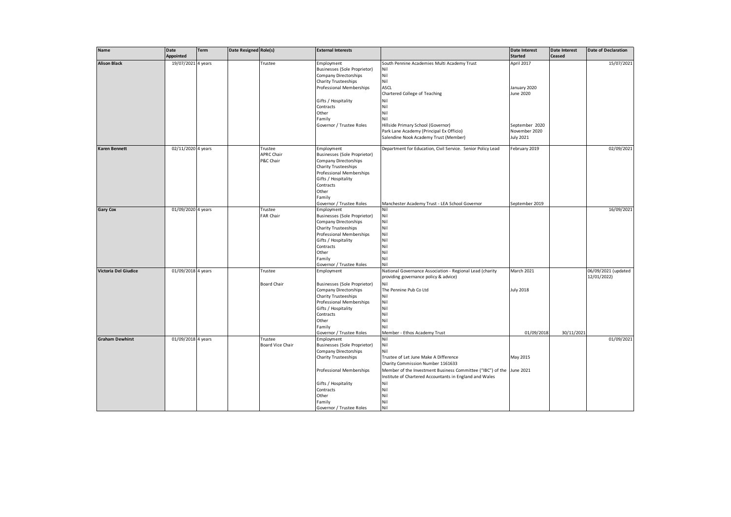| Name | Date Appointed | Term | Date Resigned | Role(s) | External Interests | | Date Interest Started | Date Interest Ceased | Date of Declaration |
|---|---|---|---|---|---|---|---|---|---|
| **Alison Black** | 19/07/2021 | 4 years | | Trustee | Employment | South Pennine Academies Multi Academy Trust | April 2017 | | 15/07/2021 |
| | | | | | Businesses (Sole Proprietor) | Nil | | | |
| | | | | | Company Directorships | Nil | | | |
| | | | | | Charity Trusteeships | Nil | | | |
| | | | | | Professional Memberships | ASCL | January 2020 | | |
| | | | | | | Chartered College of Teaching | June 2020 | | |
| | | | | | Gifts / Hospitality | Nil | | | |
| | | | | | Contracts | Nil | | | |
| | | | | | Other | Nil | | | |
| | | | | | Family | Nil | | | |
| | | | | | Governor / Trustee Roles | Hillside Primary School (Governor) | September 2020 | | |
| | | | | | | Park Lane Academy (Principal Ex Officio) | November 2020 | | |
| | | | | | | Salendine Nook Academy Trust (Member) | July 2021 | | |
| **Karen Bennett** | 02/11/2020 | 4 years | | Trustee | Employment | Department for Education, Civil Service. Senior Policy Lead | February 2019 | | 02/09/2021 |
| | | | | APRC Chair | Businesses (Sole Proprietor) | | | | |
| | | | | P&C Chair | Company Directorships | | | | |
| | | | | | Charity Trusteeships | | | | |
| | | | | | Professional Memberships | | | | |
| | | | | | Gifts / Hospitality | | | | |
| | | | | | Contracts | | | | |
| | | | | | Other | | | | |
| | | | | | Family | | | | |
| | | | | | Governor / Trustee Roles | Manchester Academy Trust - LEA School Governor | September 2019 | | |
| **Gary Cox** | 01/09/2020 | 4 years | | Trustee | Employment | Nil | | | 16/09/2021 |
| | | | | FAR Chair | Businesses (Sole Proprietor) | Nil | | | |
| | | | | | Company Directorships | Nil | | | |
| | | | | | Charity Trusteeships | Nil | | | |
| | | | | | Professional Memberships | Nil | | | |
| | | | | | Gifts / Hospitality | Nil | | | |
| | | | | | Contracts | Nil | | | |
| | | | | | Other | Nil | | | |
| | | | | | Family | Nil | | | |
| | | | | | Governor / Trustee Roles | Nil | | | |
| **Victoria Del Giudice** | 01/09/2018 | 4 years | | Trustee | Employment | National Governance Association - Regional Lead (charity providing governance policy & advice) | March 2021 | | 06/09/2021 (updated 12/01/2022) |
| | | | | Board Chair | Businesses (Sole Proprietor) | Nil | | | |
| | | | | | Company Directorships | The Pennine Pub Co Ltd | July 2018 | | |
| | | | | | Charity Trusteeships | Nil | | | |
| | | | | | Professional Memberships | Nil | | | |
| | | | | | Gifts / Hospitality | Nil | | | |
| | | | | | Contracts | Nil | | | |
| | | | | | Other | Nil | | | |
| | | | | | Family | Nil | | | |
| | | | | | Governor / Trustee Roles | Member - Ethos Academy Trust | 01/09/2018 | 30/11/2021 | |
| **Graham Dewhirst** | 01/09/2018 | 4 years | | Trustee | Employment | Nil | | | 01/09/2021 |
| | | | | Board Vice Chair | Businesses (Sole Proprietor) | Nil | | | |
| | | | | | Company Directorships | Nil | | | |
| | | | | | Charity Trusteeships | Trustee of Let June Make A Difference | May 2015 | | |
| | | | | | | Charity Commission Number 1161633 | | | |
| | | | | | Professional Memberships | Member of the Investment Business Committee ("IBC") of the Institute of Chartered Accountants in England and Wales | June 2021 | | |
| | | | | | Gifts / Hospitality | Nil | | | |
| | | | | | Contracts | Nil | | | |
| | | | | | Other | Nil | | | |
| | | | | | Family | Nil | | | |
| | | | | | Governor / Trustee Roles | Nil | | | |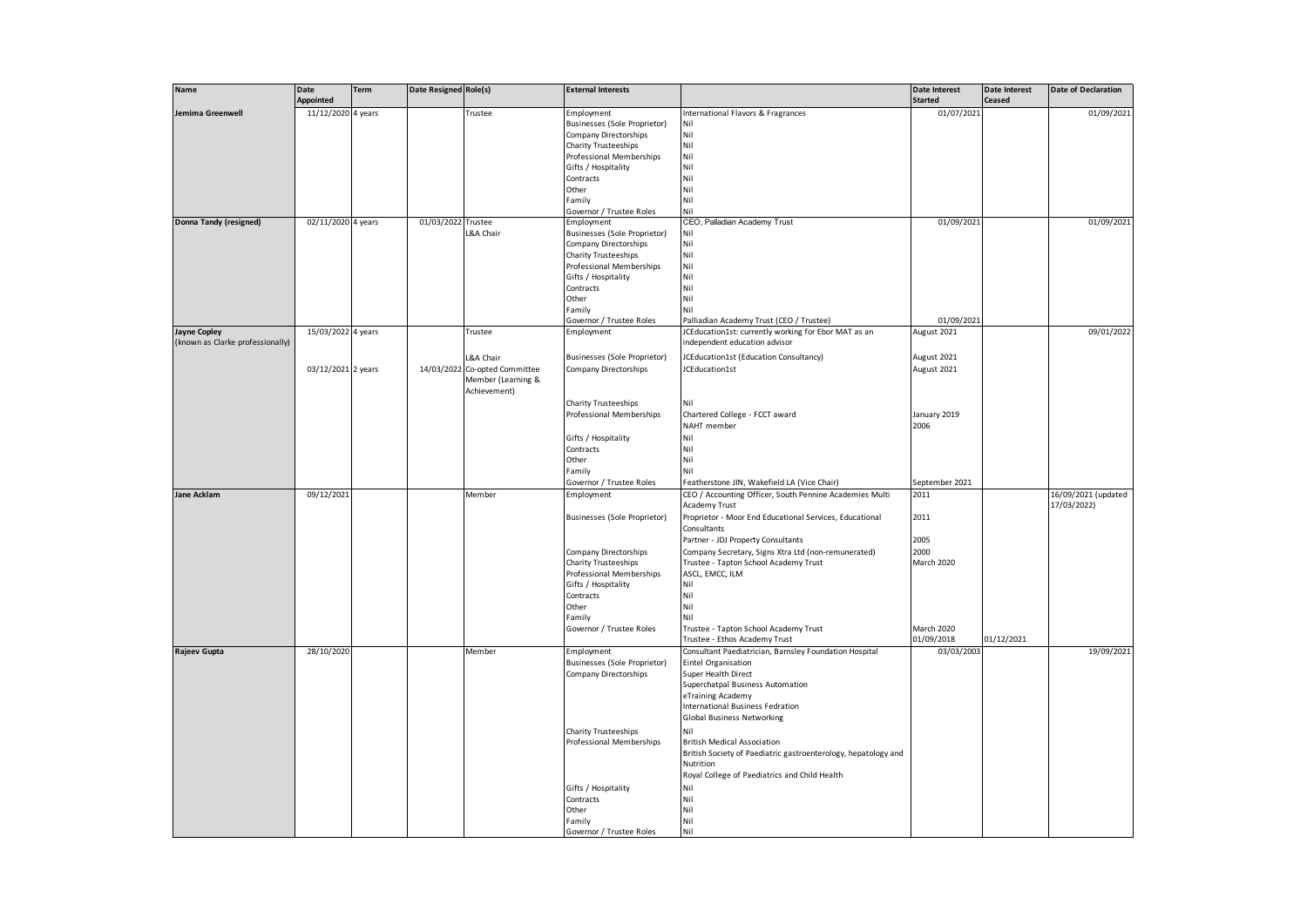| Name | Date Appointed | Term | Date Resigned | Role(s) | External Interests | | Date Interest Started | Date Interest Ceased | Date of Declaration |
|---|---|---|---|---|---|---|---|---|---|
| **Jemima Greenwell** | 11/12/2020 | 4 years | | Trustee | Employment | International Flavors & Fragrances | 01/07/2021 | | 01/09/2021 |
| | | | | | Businesses (Sole Proprietor) | Nil | | | |
| | | | | | Company Directorships | Nil | | | |
| | | | | | Charity Trusteeships | Nil | | | |
| | | | | | Professional Memberships | Nil | | | |
| | | | | | Gifts / Hospitality | Nil | | | |
| | | | | | Contracts | Nil | | | |
| | | | | | Other | Nil | | | |
| | | | | | Family | Nil | | | |
| | | | | | Governor / Trustee Roles | Nil | | | |
| **Donna Tandy (resigned)** | 02/11/2020 | 4 years | 01/03/2022 | Trustee | Employment | CEO, Palladian Academy Trust | 01/09/2021 | | 01/09/2021 |
| | | | | L&A Chair | Businesses (Sole Proprietor) | Nil | | | |
| | | | | | Company Directorships | Nil | | | |
| | | | | | Charity Trusteeships | Nil | | | |
| | | | | | Professional Memberships | Nil | | | |
| | | | | | Gifts / Hospitality | Nil | | | |
| | | | | | Contracts | Nil | | | |
| | | | | | Other | Nil | | | |
| | | | | | Family | Nil | | | |
| | | | | | Governor / Trustee Roles | Palliadian Academy Trust (CEO / Trustee) | 01/09/2021 | | |
| **Jayne Copley** (known as Clarke professionally) | 15/03/2022 | 4 years | | Trustee | Employment | JCEducation1st: currently working for Ebor MAT as an independent education advisor | August 2021 | | 09/01/2022 |
| | | | | L&A Chair | Businesses (Sole Proprietor) | JCEducation1st (Education Consultancy) | August 2021 | | |
| | 03/12/2021 | 2 years | 14/03/2022 | Co-opted Committee Member (Learning & Achievement) | Company Directorships | JCEducation1st | August 2021 | | |
| | | | | | Charity Trusteeships | Nil | | | |
| | | | | | Professional Memberships | Chartered College - FCCT award | January 2019 | | |
| | | | | | | NAHT member | 2006 | | |
| | | | | | Gifts / Hospitality | Nil | | | |
| | | | | | Contracts | Nil | | | |
| | | | | | Other | Nil | | | |
| | | | | | Family | Nil | | | |
| | | | | | Governor / Trustee Roles | Featherstone JIN, Wakefield LA (Vice Chair) | September 2021 | | |
| **Jane Acklam** | 09/12/2021 | | | Member | Employment | CEO / Accounting Officer, South Pennine Academies Multi Academy Trust | 2011 | | 16/09/2021 (updated 17/03/2022) |
| | | | | | Businesses (Sole Proprietor) | Proprietor - Moor End Educational Services, Educational Consultants | 2011 | | |
| | | | | | | Partner - JDJ Property Consultants | 2005 | | |
| | | | | | Company Directorships | Company Secretary, Signs Xtra Ltd (non-remunerated) | 2000 | | |
| | | | | | Charity Trusteeships | Trustee - Tapton School Academy Trust | March 2020 | | |
| | | | | | Professional Memberships | ASCL, EMCC, ILM | | | |
| | | | | | Gifts / Hospitality | Nil | | | |
| | | | | | Contracts | Nil | | | |
| | | | | | Other | Nil | | | |
| | | | | | Family | Nil | | | |
| | | | | | Governor / Trustee Roles | Trustee - Tapton School Academy Trust | March 2020 | | |
| | | | | | | Trustee - Ethos Academy Trust | 01/09/2018 | 01/12/2021 | |
| **Rajeev Gupta** | 28/10/2020 | | | Member | Employment | Consultant Paediatrician, Barnsley Foundation Hospital | 03/03/2003 | | 19/09/2021 |
| | | | | | Businesses (Sole Proprietor) | Eintel Organisation | | | |
| | | | | | Company Directorships | Super Health Direct | | | |
| | | | | | | Superchatpal Business Automation | | | |
| | | | | | | eTraining Academy | | | |
| | | | | | | International Business Fedration | | | |
| | | | | | | Global Business Networking | | | |
| | | | | | Charity Trusteeships | Nil | | | |
| | | | | | Professional Memberships | British Medical Association | | | |
| | | | | | | British Society of Paediatric gastroenterology, hepatology and Nutrition | | | |
| | | | | | | Royal College of Paediatrics and Child Health | | | |
| | | | | | Gifts / Hospitality | Nil | | | |
| | | | | | Contracts | Nil | | | |
| | | | | | Other | Nil | | | |
| | | | | | Family | Nil | | | |
| | | | | | Governor / Trustee Roles | Nil | | | |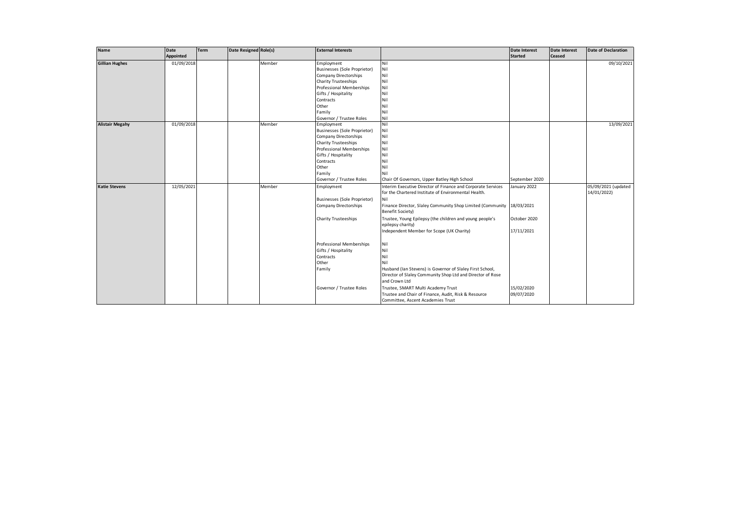| Name | Date Appointed | Term | Date Resigned | Role(s) | External Interests | | Date Interest Started | Date Interest Ceased | Date of Declaration |
|---|---|---|---|---|---|---|---|---|---|
| **Gillian Hughes** | 01/09/2018 | | | Member | Employment | Nil | | | 09/10/2021 |
| | | | | | Businesses (Sole Proprietor) | Nil | | | |
| | | | | | Company Directorships | Nil | | | |
| | | | | | Charity Trusteeships | Nil | | | |
| | | | | | Professional Memberships | Nil | | | |
| | | | | | Gifts / Hospitality | Nil | | | |
| | | | | | Contracts | Nil | | | |
| | | | | | Other | Nil | | | |
| | | | | | Family | Nil | | | |
| | | | | | Governor / Trustee Roles | Nil | | | |
| **Alistair Megahy** | 01/09/2018 | | | Member | Employment | Nil | | | 13/09/2021 |
| | | | | | Businesses (Sole Proprietor) | Nil | | | |
| | | | | | Company Directorships | Nil | | | |
| | | | | | Charity Trusteeships | Nil | | | |
| | | | | | Professional Memberships | Nil | | | |
| | | | | | Gifts / Hospitality | Nil | | | |
| | | | | | Contracts | Nil | | | |
| | | | | | Other | Nil | | | |
| | | | | | Family | Nil | | | |
| | | | | | Governor / Trustee Roles | Chair Of Governors, Upper Batley High School | September 2020 | | |
| **Katie Stevens** | 12/05/2021 | | | Member | Employment | Interim Executive Director of Finance and Corporate Services for the Chartered Institute of Environmental Health. | January 2022 | | 05/09/2021 (updated 14/01/2022) |
| | | | | | Businesses (Sole Proprietor) | Nil | | | |
| | | | | | Company Directorships | Finance Director, Slaley Community Shop Limited (Community Benefit Society) | 18/03/2021 | | |
| | | | | | Charity Trusteeships | Trustee, Young Epilepsy (the children and young people's epilepsy charity) | October 2020 | | |
| | | | | | | Independent Member for Scope (UK Charity) | 17/11/2021 | | |
| | | | | | Professional Memberships | Nil | | | |
| | | | | | Gifts / Hospitality | Nil | | | |
| | | | | | Contracts | Nil | | | |
| | | | | | Other | Nil | | | |
| | | | | | Family | Husband (Ian Stevens) is Governor of Slaley First School, Director of Slaley Community Shop Ltd and Director of Rose and Crown Ltd | | | |
| | | | | | Governor / Trustee Roles | Trustee, SMART Multi Academy Trust | 15/02/2020 | | |
| | | | | | | Trustee and Chair of Finance, Audit, Risk & Resource Committee, Ascent Academies Trust | 09/07/2020 | | |